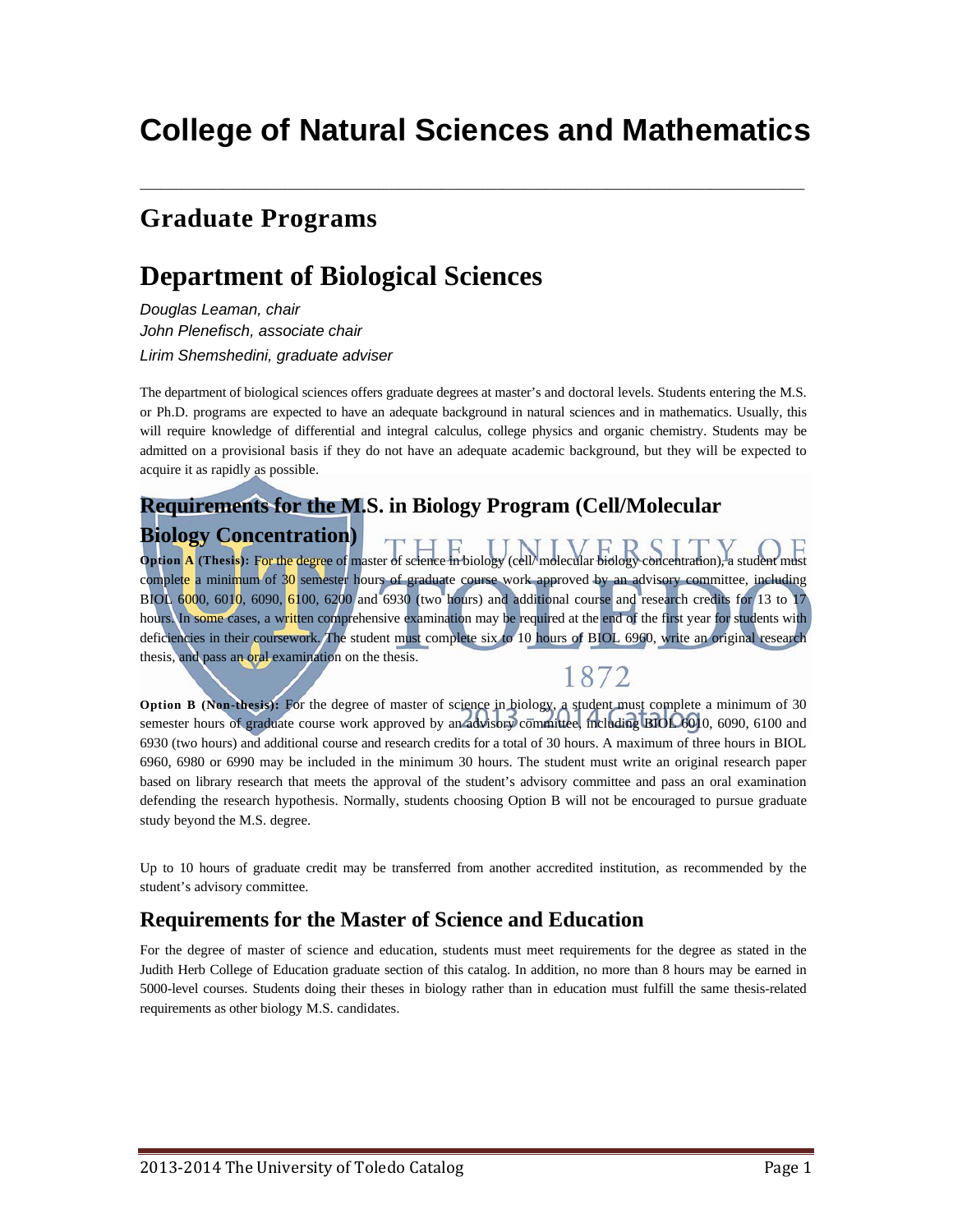# College of Natural Sciences and Mathematics

## Graduate Programs

## Department of Biological Sciences

*Douglas Leaman, chair*
*John Plenefisch, associate chair*
*Lirim Shemshedini, graduate adviser*

The department of biological sciences offers graduate degrees at master's and doctoral levels. Students entering the M.S. or Ph.D. programs are expected to have an adequate background in natural sciences and in mathematics. Usually, this will require knowledge of differential and integral calculus, college physics and organic chemistry. Students may be admitted on a provisional basis if they do not have an adequate academic background, but they will be expected to acquire it as rapidly as possible.

### Requirements for the M.S. in Biology Program (Cell/Molecular Biology Concentration)

**Option A (Thesis):** For the degree of master of science in biology (cell/ molecular biology concentration), a student must complete a minimum of 30 semester hours of graduate course work approved by an advisory committee, including BIOL 6000, 6010, 6090, 6100, 6200 and 6930 (two hours) and additional course and research credits for 13 to 17 hours. In some cases, a written comprehensive examination may be required at the end of the first year for students with deficiencies in their coursework. The student must complete six to 10 hours of BIOL 6960, write an original research thesis, and pass an oral examination on the thesis.

**Option B (Non-thesis):** For the degree of master of science in biology, a student must complete a minimum of 30 semester hours of graduate course work approved by an advisory committee, including BIOL 6010, 6090, 6100 and 6930 (two hours) and additional course and research credits for a total of 30 hours. A maximum of three hours in BIOL 6960, 6980 or 6990 may be included in the minimum 30 hours. The student must write an original research paper based on library research that meets the approval of the student's advisory committee and pass an oral examination defending the research hypothesis. Normally, students choosing Option B will not be encouraged to pursue graduate study beyond the M.S. degree.

Up to 10 hours of graduate credit may be transferred from another accredited institution, as recommended by the student's advisory committee.

### Requirements for the Master of Science and Education

For the degree of master of science and education, students must meet requirements for the degree as stated in the Judith Herb College of Education graduate section of this catalog. In addition, no more than 8 hours may be earned in 5000-level courses. Students doing their theses in biology rather than in education must fulfill the same thesis-related requirements as other biology M.S. candidates.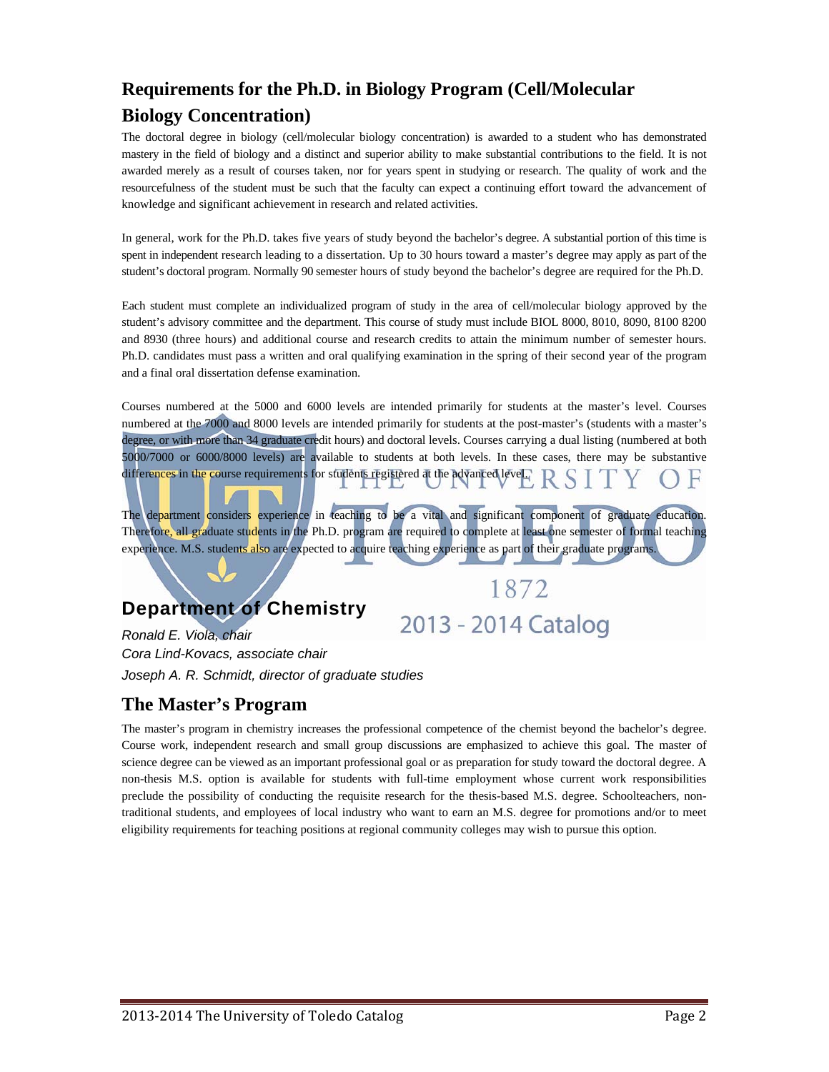## Requirements for the Ph.D. in Biology Program (Cell/Molecular Biology Concentration)

The doctoral degree in biology (cell/molecular biology concentration) is awarded to a student who has demonstrated mastery in the field of biology and a distinct and superior ability to make substantial contributions to the field. It is not awarded merely as a result of courses taken, nor for years spent in studying or research. The quality of work and the resourcefulness of the student must be such that the faculty can expect a continuing effort toward the advancement of knowledge and significant achievement in research and related activities.

In general, work for the Ph.D. takes five years of study beyond the bachelor's degree. A substantial portion of this time is spent in independent research leading to a dissertation. Up to 30 hours toward a master's degree may apply as part of the student's doctoral program. Normally 90 semester hours of study beyond the bachelor's degree are required for the Ph.D.

Each student must complete an individualized program of study in the area of cell/molecular biology approved by the student's advisory committee and the department. This course of study must include BIOL 8000, 8010, 8090, 8100 8200 and 8930 (three hours) and additional course and research credits to attain the minimum number of semester hours. Ph.D. candidates must pass a written and oral qualifying examination in the spring of their second year of the program and a final oral dissertation defense examination.

Courses numbered at the 5000 and 6000 levels are intended primarily for students at the master's level. Courses numbered at the 7000 and 8000 levels are intended primarily for students at the post-master's (students with a master's degree, or with more than 34 graduate credit hours) and doctoral levels. Courses carrying a dual listing (numbered at both 5000/7000 or 6000/8000 levels) are available to students at both levels. In these cases, there may be substantive differences in the course requirements for students registered at the advanced level.

The department considers experience in teaching to be a vital and significant component of graduate education. Therefore, all graduate students in the Ph.D. program are required to complete at least one semester of formal teaching experience. M.S. students also are expected to acquire teaching experience as part of their graduate programs.

## Department of Chemistry

*Ronald E. Viola, chair*
*Cora Lind-Kovacs, associate chair*
*Joseph A. R. Schmidt, director of graduate studies*

## The Master's Program

The master's program in chemistry increases the professional competence of the chemist beyond the bachelor's degree. Course work, independent research and small group discussions are emphasized to achieve this goal. The master of science degree can be viewed as an important professional goal or as preparation for study toward the doctoral degree. A non-thesis M.S. option is available for students with full-time employment whose current work responsibilities preclude the possibility of conducting the requisite research for the thesis-based M.S. degree. Schoolteachers, non-traditional students, and employees of local industry who want to earn an M.S. degree for promotions and/or to meet eligibility requirements for teaching positions at regional community colleges may wish to pursue this option.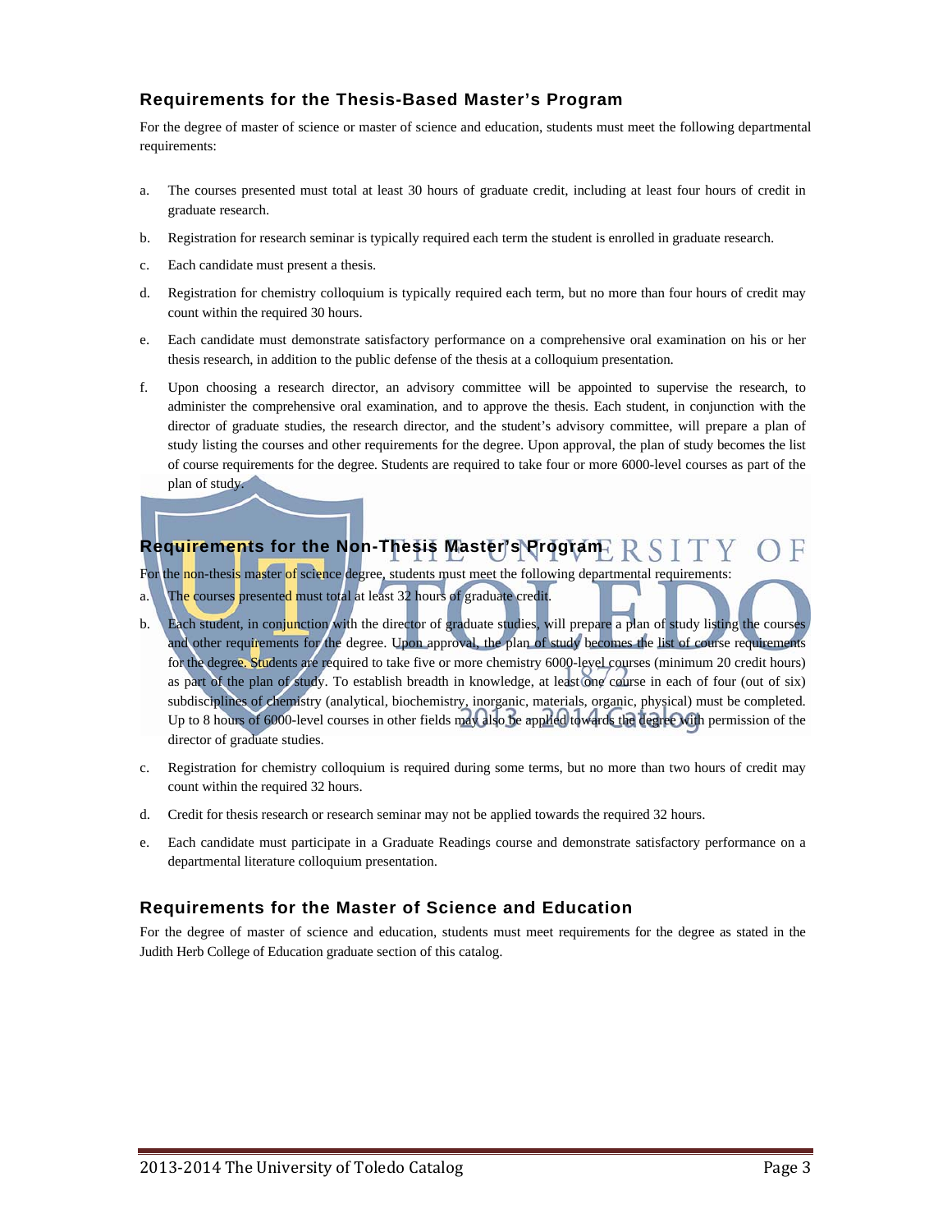## Requirements for the Thesis-Based Master's Program

For the degree of master of science or master of science and education, students must meet the following departmental requirements:

a. The courses presented must total at least 30 hours of graduate credit, including at least four hours of credit in graduate research.

b. Registration for research seminar is typically required each term the student is enrolled in graduate research.

c. Each candidate must present a thesis.

d. Registration for chemistry colloquium is typically required each term, but no more than four hours of credit may count within the required 30 hours.

e. Each candidate must demonstrate satisfactory performance on a comprehensive oral examination on his or her thesis research, in addition to the public defense of the thesis at a colloquium presentation.

f. Upon choosing a research director, an advisory committee will be appointed to supervise the research, to administer the comprehensive oral examination, and to approve the thesis. Each student, in conjunction with the director of graduate studies, the research director, and the student's advisory committee, will prepare a plan of study listing the courses and other requirements for the degree. Upon approval, the plan of study becomes the list of course requirements for the degree. Students are required to take four or more 6000-level courses as part of the plan of study.

## Requirements for the Non-Thesis Master's Program

For the non-thesis master of science degree, students must meet the following departmental requirements:

a. The courses presented must total at least 32 hours of graduate credit.

b. Each student, in conjunction with the director of graduate studies, will prepare a plan of study listing the courses and other requirements for the degree. Upon approval, the plan of study becomes the list of course requirements for the degree. Students are required to take five or more chemistry 6000-level courses (minimum 20 credit hours) as part of the plan of study. To establish breadth in knowledge, at least one course in each of four (out of six) subdisciplines of chemistry (analytical, biochemistry, inorganic, materials, organic, physical) must be completed. Up to 8 hours of 6000-level courses in other fields may also be applied towards the degree with permission of the director of graduate studies.

c. Registration for chemistry colloquium is required during some terms, but no more than two hours of credit may count within the required 32 hours.

d. Credit for thesis research or research seminar may not be applied towards the required 32 hours.

e. Each candidate must participate in a Graduate Readings course and demonstrate satisfactory performance on a departmental literature colloquium presentation.

## Requirements for the Master of Science and Education

For the degree of master of science and education, students must meet requirements for the degree as stated in the Judith Herb College of Education graduate section of this catalog.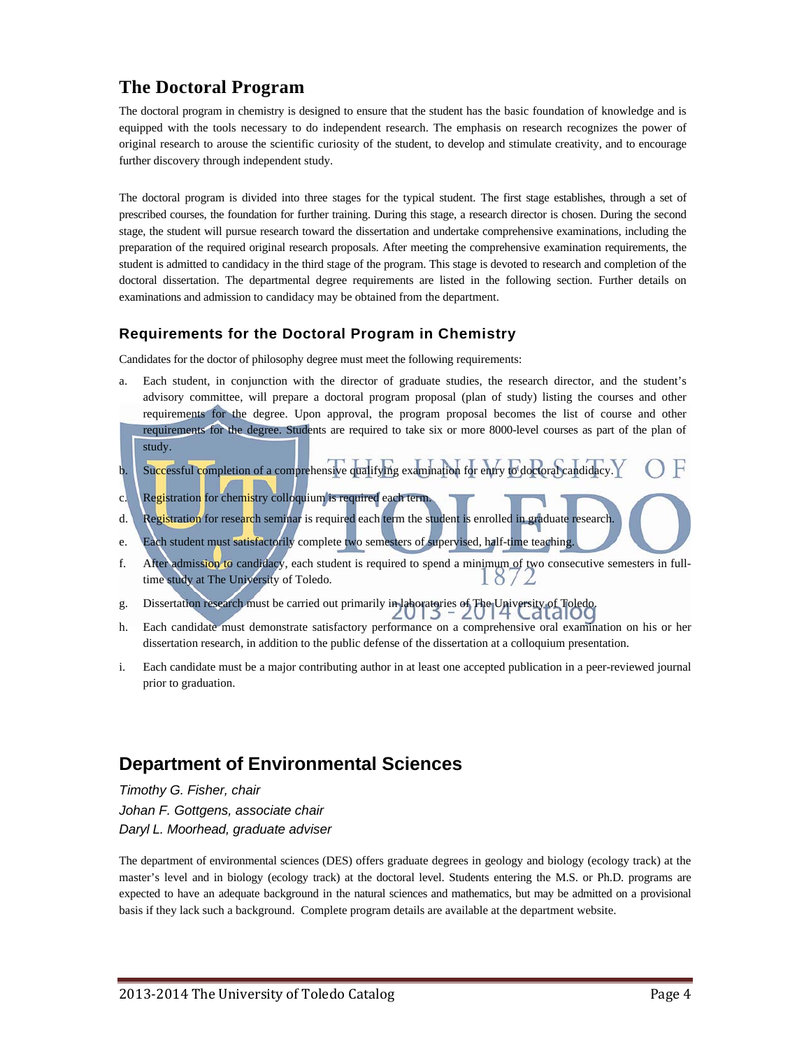## The Doctoral Program

The doctoral program in chemistry is designed to ensure that the student has the basic foundation of knowledge and is equipped with the tools necessary to do independent research. The emphasis on research recognizes the power of original research to arouse the scientific curiosity of the student, to develop and stimulate creativity, and to encourage further discovery through independent study.

The doctoral program is divided into three stages for the typical student. The first stage establishes, through a set of prescribed courses, the foundation for further training. During this stage, a research director is chosen. During the second stage, the student will pursue research toward the dissertation and undertake comprehensive examinations, including the preparation of the required original research proposals. After meeting the comprehensive examination requirements, the student is admitted to candidacy in the third stage of the program. This stage is devoted to research and completion of the doctoral dissertation. The departmental degree requirements are listed in the following section. Further details on examinations and admission to candidacy may be obtained from the department.

### Requirements for the Doctoral Program in Chemistry

Candidates for the doctor of philosophy degree must meet the following requirements:

a. Each student, in conjunction with the director of graduate studies, the research director, and the student's advisory committee, will prepare a doctoral program proposal (plan of study) listing the courses and other requirements for the degree. Upon approval, the program proposal becomes the list of course and other requirements for the degree. Students are required to take six or more 8000-level courses as part of the plan of study.

b. Successful completion of a comprehensive qualifying examination for entry to doctoral candidacy.

c. Registration for chemistry colloquium is required each term.

d. Registration for research seminar is required each term the student is enrolled in graduate research.

e. Each student must satisfactorily complete two semesters of supervised, half-time teaching.

f. After admission to candidacy, each student is required to spend a minimum of two consecutive semesters in full-time study at The University of Toledo.

g. Dissertation research must be carried out primarily in laboratories of The University of Toledo.

h. Each candidate must demonstrate satisfactory performance on a comprehensive oral examination on his or her dissertation research, in addition to the public defense of the dissertation at a colloquium presentation.

i. Each candidate must be a major contributing author in at least one accepted publication in a peer-reviewed journal prior to graduation.

## Department of Environmental Sciences

*Timothy G. Fisher, chair*
*Johan F. Gottgens, associate chair*
*Daryl L. Moorhead, graduate adviser*

The department of environmental sciences (DES) offers graduate degrees in geology and biology (ecology track) at the master's level and in biology (ecology track) at the doctoral level. Students entering the M.S. or Ph.D. programs are expected to have an adequate background in the natural sciences and mathematics, but may be admitted on a provisional basis if they lack such a background. Complete program details are available at the department website.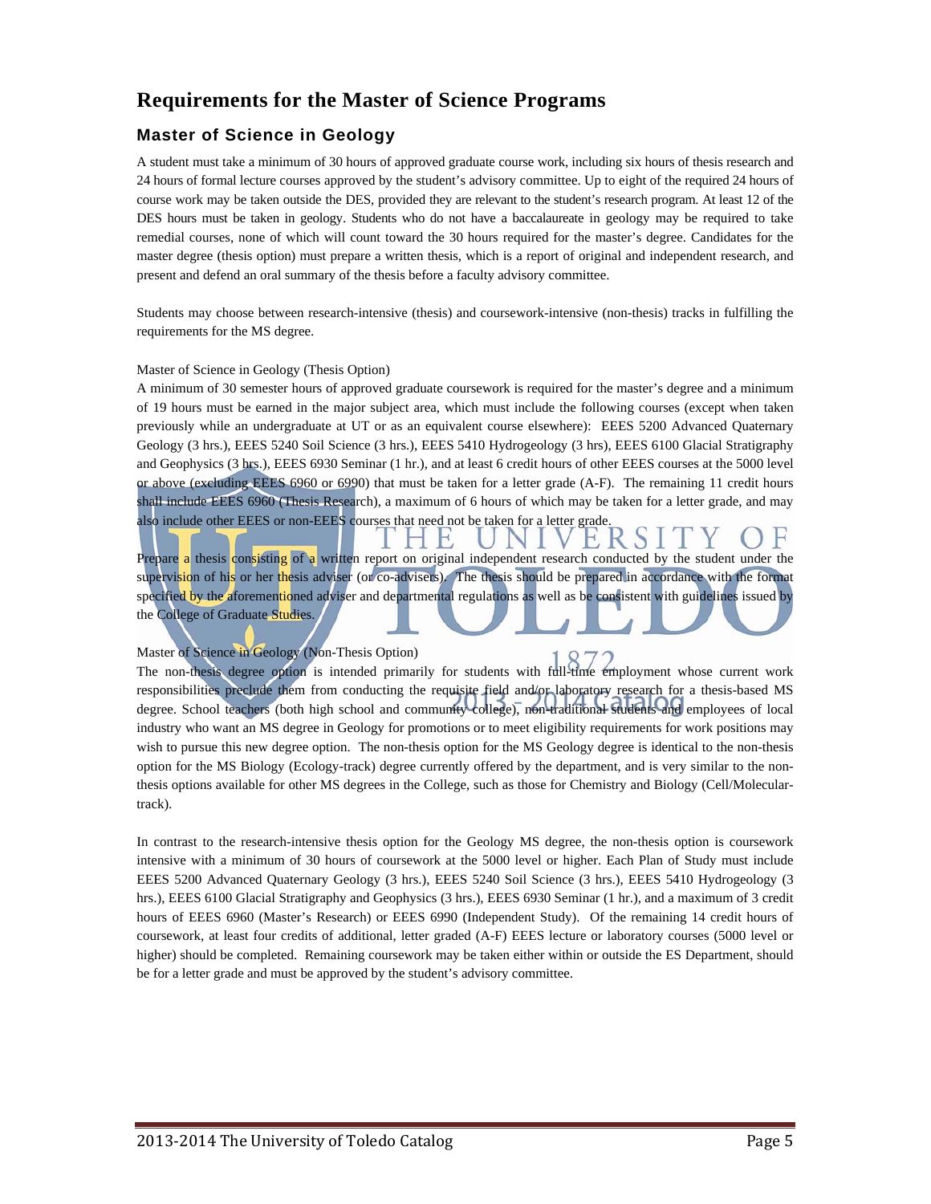# Requirements for the Master of Science Programs

## Master of Science in Geology

A student must take a minimum of 30 hours of approved graduate course work, including six hours of thesis research and 24 hours of formal lecture courses approved by the student's advisory committee. Up to eight of the required 24 hours of course work may be taken outside the DES, provided they are relevant to the student's research program. At least 12 of the DES hours must be taken in geology. Students who do not have a baccalaureate in geology may be required to take remedial courses, none of which will count toward the 30 hours required for the master's degree. Candidates for the master degree (thesis option) must prepare a written thesis, which is a report of original and independent research, and present and defend an oral summary of the thesis before a faculty advisory committee.

Students may choose between research-intensive (thesis) and coursework-intensive (non-thesis) tracks in fulfilling the requirements for the MS degree.

Master of Science in Geology (Thesis Option)

A minimum of 30 semester hours of approved graduate coursework is required for the master's degree and a minimum of 19 hours must be earned in the major subject area, which must include the following courses (except when taken previously while an undergraduate at UT or as an equivalent course elsewhere): EEES 5200 Advanced Quaternary Geology (3 hrs.), EEES 5240 Soil Science (3 hrs.), EEES 5410 Hydrogeology (3 hrs), EEES 6100 Glacial Stratigraphy and Geophysics (3 hrs.), EEES 6930 Seminar (1 hr.), and at least 6 credit hours of other EEES courses at the 5000 level or above (excluding EEES 6960 or 6990) that must be taken for a letter grade (A-F). The remaining 11 credit hours shall include EEES 6960 (Thesis Research), a maximum of 6 hours of which may be taken for a letter grade, and may also include other EEES or non-EEES courses that need not be taken for a letter grade.

Prepare a thesis consisting of a written report on original independent research conducted by the student under the supervision of his or her thesis adviser (or co-advisers). The thesis should be prepared in accordance with the format specified by the aforementioned adviser and departmental regulations as well as be consistent with guidelines issued by the College of Graduate Studies.

Master of Science in Geology (Non-Thesis Option)

The non-thesis degree option is intended primarily for students with full-time employment whose current work responsibilities preclude them from conducting the requisite field and/or laboratory research for a thesis-based MS degree. School teachers (both high school and community college), non-traditional students and employees of local industry who want an MS degree in Geology for promotions or to meet eligibility requirements for work positions may wish to pursue this new degree option. The non-thesis option for the MS Geology degree is identical to the non-thesis option for the MS Biology (Ecology-track) degree currently offered by the department, and is very similar to the non-thesis options available for other MS degrees in the College, such as those for Chemistry and Biology (Cell/Molecular-track).

In contrast to the research-intensive thesis option for the Geology MS degree, the non-thesis option is coursework intensive with a minimum of 30 hours of coursework at the 5000 level or higher. Each Plan of Study must include EEES 5200 Advanced Quaternary Geology (3 hrs.), EEES 5240 Soil Science (3 hrs.), EEES 5410 Hydrogeology (3 hrs.), EEES 6100 Glacial Stratigraphy and Geophysics (3 hrs.), EEES 6930 Seminar (1 hr.), and a maximum of 3 credit hours of EEES 6960 (Master's Research) or EEES 6990 (Independent Study). Of the remaining 14 credit hours of coursework, at least four credits of additional, letter graded (A-F) EEES lecture or laboratory courses (5000 level or higher) should be completed. Remaining coursework may be taken either within or outside the ES Department, should be for a letter grade and must be approved by the student's advisory committee.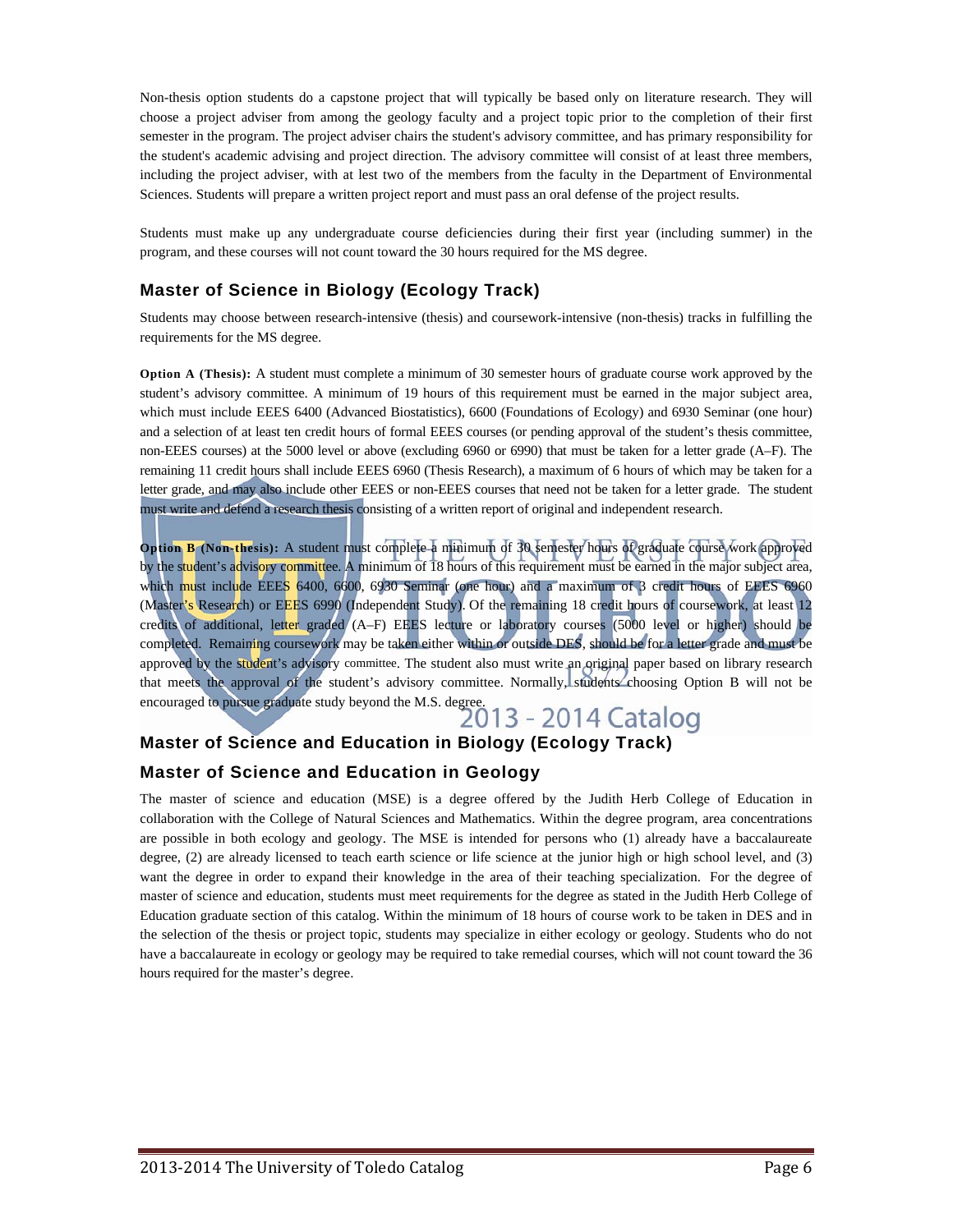Non-thesis option students do a capstone project that will typically be based only on literature research. They will choose a project adviser from among the geology faculty and a project topic prior to the completion of their first semester in the program. The project adviser chairs the student's advisory committee, and has primary responsibility for the student's academic advising and project direction. The advisory committee will consist of at least three members, including the project adviser, with at lest two of the members from the faculty in the Department of Environmental Sciences. Students will prepare a written project report and must pass an oral defense of the project results.

Students must make up any undergraduate course deficiencies during their first year (including summer) in the program, and these courses will not count toward the 30 hours required for the MS degree.

## Master of Science in Biology (Ecology Track)

Students may choose between research-intensive (thesis) and coursework-intensive (non-thesis) tracks in fulfilling the requirements for the MS degree.

**Option A (Thesis):** A student must complete a minimum of 30 semester hours of graduate course work approved by the student's advisory committee. A minimum of 19 hours of this requirement must be earned in the major subject area, which must include EEES 6400 (Advanced Biostatistics), 6600 (Foundations of Ecology) and 6930 Seminar (one hour) and a selection of at least ten credit hours of formal EEES courses (or pending approval of the student's thesis committee, non-EEES courses) at the 5000 level or above (excluding 6960 or 6990) that must be taken for a letter grade (A–F). The remaining 11 credit hours shall include EEES 6960 (Thesis Research), a maximum of 6 hours of which may be taken for a letter grade, and may also include other EEES or non-EEES courses that need not be taken for a letter grade. The student must write and defend a research thesis consisting of a written report of original and independent research.

**Option B (Non-thesis):** A student must complete a minimum of 30 semester hours of graduate course work approved by the student's advisory committee. A minimum of 18 hours of this requirement must be earned in the major subject area, which must include EEES 6400, 6600, 6930 Seminar (one hour) and a maximum of 3 credit hours of EEES 6960 (Master's Research) or EEES 6990 (Independent Study). Of the remaining 18 credit hours of coursework, at least 12 credits of additional, letter graded (A–F) EEES lecture or laboratory courses (5000 level or higher) should be completed. Remaining coursework may be taken either within or outside DES, should be for a letter grade and must be approved by the student's advisory committee. The student also must write an original paper based on library research that meets the approval of the student's advisory committee. Normally, students choosing Option B will not be encouraged to pursue graduate study beyond the M.S. degree.

## Master of Science and Education in Biology (Ecology Track)

## Master of Science and Education in Geology

The master of science and education (MSE) is a degree offered by the Judith Herb College of Education in collaboration with the College of Natural Sciences and Mathematics. Within the degree program, area concentrations are possible in both ecology and geology. The MSE is intended for persons who (1) already have a baccalaureate degree, (2) are already licensed to teach earth science or life science at the junior high or high school level, and (3) want the degree in order to expand their knowledge in the area of their teaching specialization. For the degree of master of science and education, students must meet requirements for the degree as stated in the Judith Herb College of Education graduate section of this catalog. Within the minimum of 18 hours of course work to be taken in DES and in the selection of the thesis or project topic, students may specialize in either ecology or geology. Students who do not have a baccalaureate in ecology or geology may be required to take remedial courses, which will not count toward the 36 hours required for the master's degree.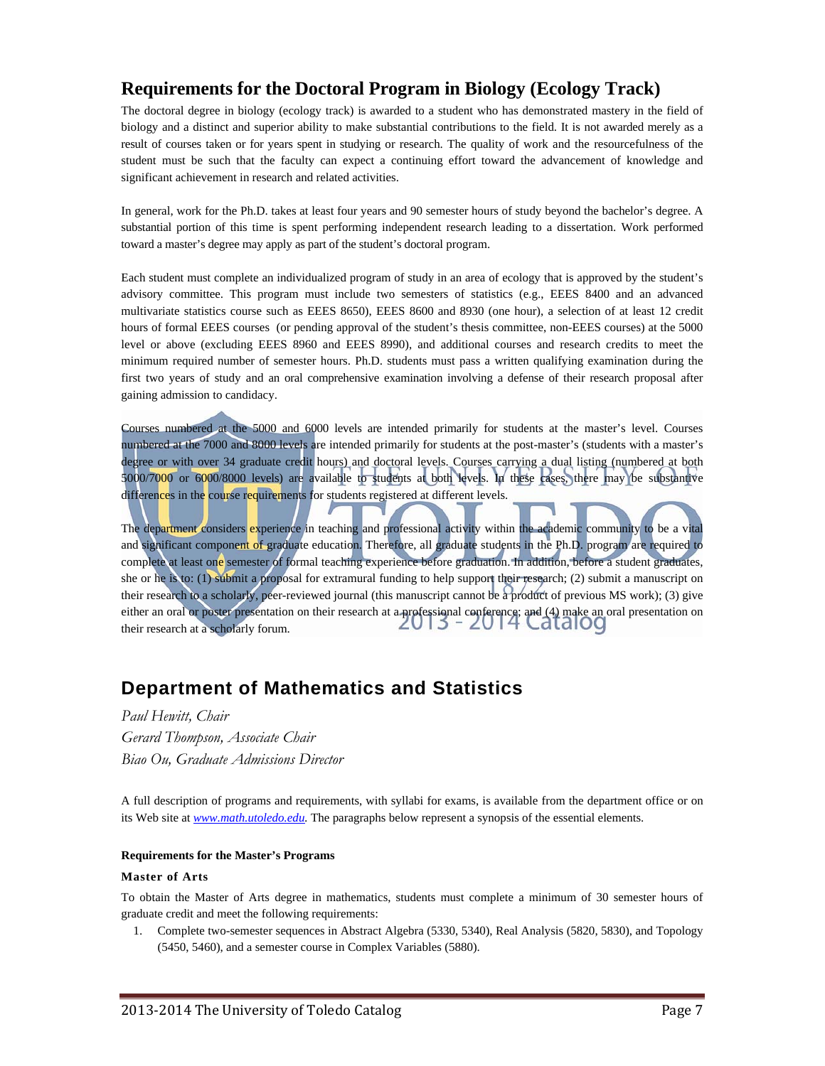## Requirements for the Doctoral Program in Biology (Ecology Track)

The doctoral degree in biology (ecology track) is awarded to a student who has demonstrated mastery in the field of biology and a distinct and superior ability to make substantial contributions to the field. It is not awarded merely as a result of courses taken or for years spent in studying or research. The quality of work and the resourcefulness of the student must be such that the faculty can expect a continuing effort toward the advancement of knowledge and significant achievement in research and related activities.

In general, work for the Ph.D. takes at least four years and 90 semester hours of study beyond the bachelor's degree. A substantial portion of this time is spent performing independent research leading to a dissertation. Work performed toward a master's degree may apply as part of the student's doctoral program.

Each student must complete an individualized program of study in an area of ecology that is approved by the student's advisory committee. This program must include two semesters of statistics (e.g., EEES 8400 and an advanced multivariate statistics course such as EEES 8650), EEES 8600 and 8930 (one hour), a selection of at least 12 credit hours of formal EEES courses (or pending approval of the student's thesis committee, non-EEES courses) at the 5000 level or above (excluding EEES 8960 and EEES 8990), and additional courses and research credits to meet the minimum required number of semester hours. Ph.D. students must pass a written qualifying examination during the first two years of study and an oral comprehensive examination involving a defense of their research proposal after gaining admission to candidacy.

Courses numbered at the 5000 and 6000 levels are intended primarily for students at the master's level. Courses numbered at the 7000 and 8000 levels are intended primarily for students at the post-master's (students with a master's degree or with over 34 graduate credit hours) and doctoral levels. Courses carrying a dual listing (numbered at both 5000/7000 or 6000/8000 levels) are available to students at both levels. In these cases, there may be substantive differences in the course requirements for students registered at different levels.

The department considers experience in teaching and professional activity within the academic community to be a vital and significant component of graduate education. Therefore, all graduate students in the Ph.D. program are required to complete at least one semester of formal teaching experience before graduation. In addition, before a student graduates, she or he is to: (1) submit a proposal for extramural funding to help support their research; (2) submit a manuscript on their research to a scholarly, peer-reviewed journal (this manuscript cannot be a product of previous MS work); (3) give either an oral or poster presentation on their research at a professional conference; and (4) make an oral presentation on their research at a scholarly forum.

## Department of Mathematics and Statistics

*Paul Hewitt, Chair*
*Gerard Thompson, Associate Chair*
*Biao Ou, Graduate Admissions Director*

A full description of programs and requirements, with syllabi for exams, is available from the department office or on its Web site at *www.math.utoledo.edu*. The paragraphs below represent a synopsis of the essential elements.

**Requirements for the Master's Programs**

**Master of Arts**

To obtain the Master of Arts degree in mathematics, students must complete a minimum of 30 semester hours of graduate credit and meet the following requirements:

1. Complete two-semester sequences in Abstract Algebra (5330, 5340), Real Analysis (5820, 5830), and Topology (5450, 5460), and a semester course in Complex Variables (5880).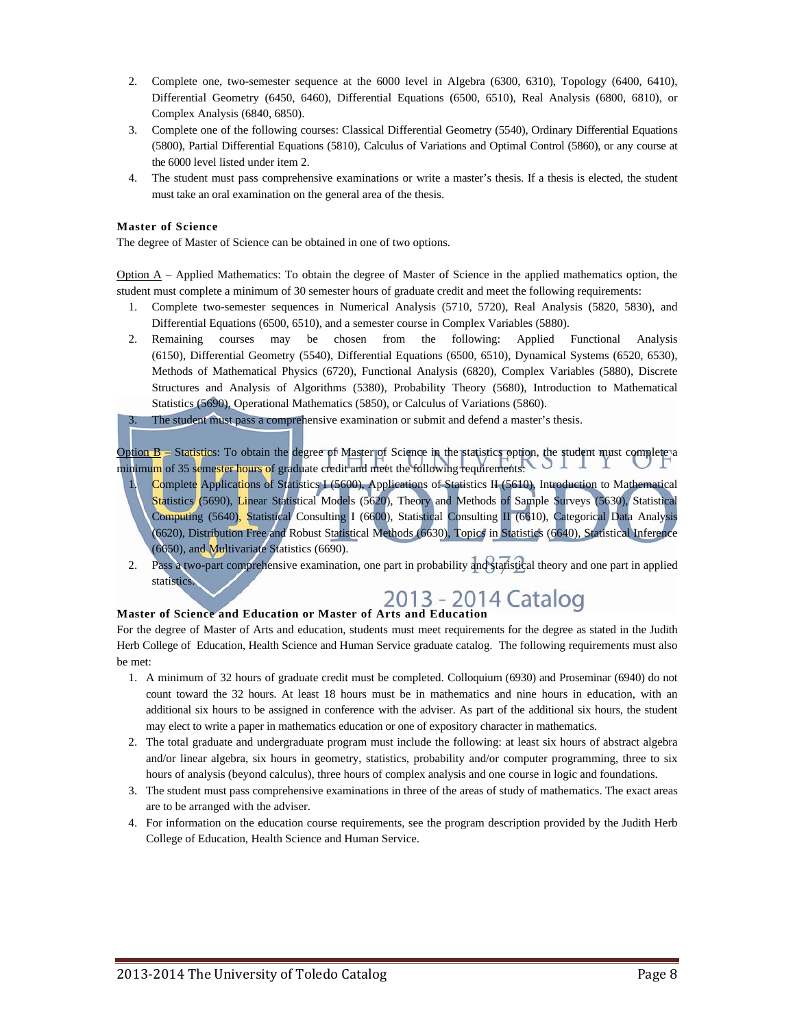2. Complete one, two-semester sequence at the 6000 level in Algebra (6300, 6310), Topology (6400, 6410), Differential Geometry (6450, 6460), Differential Equations (6500, 6510), Real Analysis (6800, 6810), or Complex Analysis (6840, 6850).
3. Complete one of the following courses: Classical Differential Geometry (5540), Ordinary Differential Equations (5800), Partial Differential Equations (5810), Calculus of Variations and Optimal Control (5860), or any course at the 6000 level listed under item 2.
4. The student must pass comprehensive examinations or write a master's thesis. If a thesis is elected, the student must take an oral examination on the general area of the thesis.

**Master of Science**

The degree of Master of Science can be obtained in one of two options.

Option A – Applied Mathematics: To obtain the degree of Master of Science in the applied mathematics option, the student must complete a minimum of 30 semester hours of graduate credit and meet the following requirements:

1. Complete two-semester sequences in Numerical Analysis (5710, 5720), Real Analysis (5820, 5830), and Differential Equations (6500, 6510), and a semester course in Complex Variables (5880).
2. Remaining courses may be chosen from the following: Applied Functional Analysis (6150), Differential Geometry (5540), Differential Equations (6500, 6510), Dynamical Systems (6520, 6530), Methods of Mathematical Physics (6720), Functional Analysis (6820), Complex Variables (5880), Discrete Structures and Analysis of Algorithms (5380), Probability Theory (5680), Introduction to Mathematical Statistics (5690), Operational Mathematics (5850), or Calculus of Variations (5860).
3. The student must pass a comprehensive examination or submit and defend a master's thesis.

Option B – Statistics: To obtain the degree of Master of Science in the statistics option, the student must complete a minimum of 35 semester hours of graduate credit and meet the following requirements:

1. Complete Applications of Statistics I (5600), Applications of Statistics II (5610), Introduction to Mathematical Statistics (5690), Linear Statistical Models (5620), Theory and Methods of Sample Surveys (5630), Statistical Computing (5640), Statistical Consulting I (6600), Statistical Consulting II (6610), Categorical Data Analysis (6620), Distribution Free and Robust Statistical Methods (6630), Topics in Statistics (6640), Statistical Inference (6650), and Multivariate Statistics (6690).
2. Pass a two-part comprehensive examination, one part in probability and statistical theory and one part in applied statistics.

**Master of Science and Education or Master of Arts and Education**

For the degree of Master of Arts and education, students must meet requirements for the degree as stated in the Judith Herb College of Education, Health Science and Human Service graduate catalog. The following requirements must also be met:

1. A minimum of 32 hours of graduate credit must be completed. Colloquium (6930) and Proseminar (6940) do not count toward the 32 hours. At least 18 hours must be in mathematics and nine hours in education, with an additional six hours to be assigned in conference with the adviser. As part of the additional six hours, the student may elect to write a paper in mathematics education or one of expository character in mathematics.
2. The total graduate and undergraduate program must include the following: at least six hours of abstract algebra and/or linear algebra, six hours in geometry, statistics, probability and/or computer programming, three to six hours of analysis (beyond calculus), three hours of complex analysis and one course in logic and foundations.
3. The student must pass comprehensive examinations in three of the areas of study of mathematics. The exact areas are to be arranged with the adviser.
4. For information on the education course requirements, see the program description provided by the Judith Herb College of Education, Health Science and Human Service.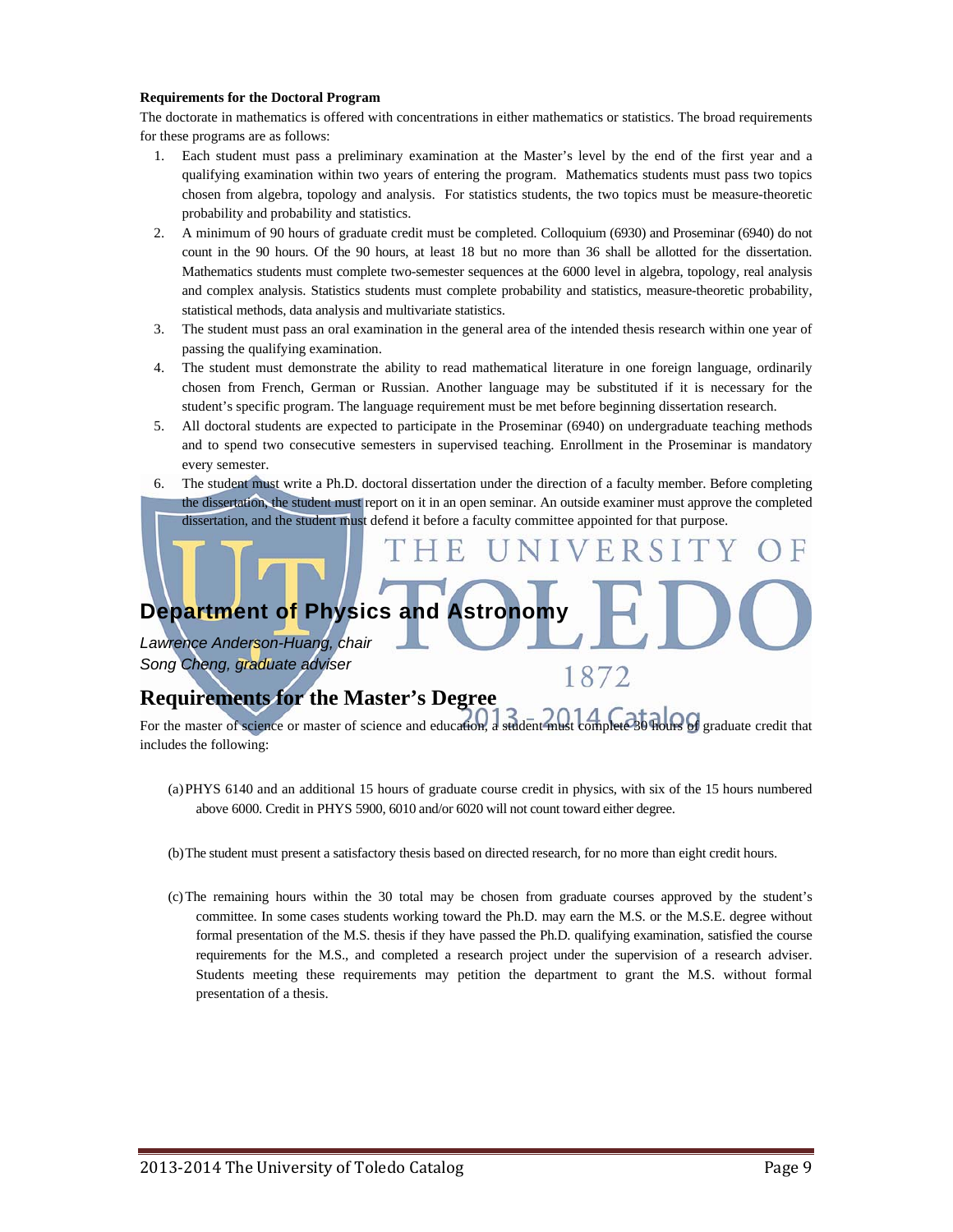**Requirements for the Doctoral Program**

The doctorate in mathematics is offered with concentrations in either mathematics or statistics. The broad requirements for these programs are as follows:

1. Each student must pass a preliminary examination at the Master's level by the end of the first year and a qualifying examination within two years of entering the program. Mathematics students must pass two topics chosen from algebra, topology and analysis. For statistics students, the two topics must be measure-theoretic probability and probability and statistics.
2. A minimum of 90 hours of graduate credit must be completed. Colloquium (6930) and Proseminar (6940) do not count in the 90 hours. Of the 90 hours, at least 18 but no more than 36 shall be allotted for the dissertation. Mathematics students must complete two-semester sequences at the 6000 level in algebra, topology, real analysis and complex analysis. Statistics students must complete probability and statistics, measure-theoretic probability, statistical methods, data analysis and multivariate statistics.
3. The student must pass an oral examination in the general area of the intended thesis research within one year of passing the qualifying examination.
4. The student must demonstrate the ability to read mathematical literature in one foreign language, ordinarily chosen from French, German or Russian. Another language may be substituted if it is necessary for the student's specific program. The language requirement must be met before beginning dissertation research.
5. All doctoral students are expected to participate in the Proseminar (6940) on undergraduate teaching methods and to spend two consecutive semesters in supervised teaching. Enrollment in the Proseminar is mandatory every semester.
6. The student must write a Ph.D. doctoral dissertation under the direction of a faculty member. Before completing the dissertation, the student must report on it in an open seminar. An outside examiner must approve the completed dissertation, and the student must defend it before a faculty committee appointed for that purpose.

## Department of Physics and Astronomy

*Lawrence Anderson-Huang, chair*
*Song Cheng, graduate adviser*

## Requirements for the Master's Degree

For the master of science or master of science and education, a student must complete 30 hours of graduate credit that includes the following:

(a) PHYS 6140 and an additional 15 hours of graduate course credit in physics, with six of the 15 hours numbered above 6000. Credit in PHYS 5900, 6010 and/or 6020 will not count toward either degree.

(b) The student must present a satisfactory thesis based on directed research, for no more than eight credit hours.

(c) The remaining hours within the 30 total may be chosen from graduate courses approved by the student's committee. In some cases students working toward the Ph.D. may earn the M.S. or the M.S.E. degree without formal presentation of the M.S. thesis if they have passed the Ph.D. qualifying examination, satisfied the course requirements for the M.S., and completed a research project under the supervision of a research adviser. Students meeting these requirements may petition the department to grant the M.S. without formal presentation of a thesis.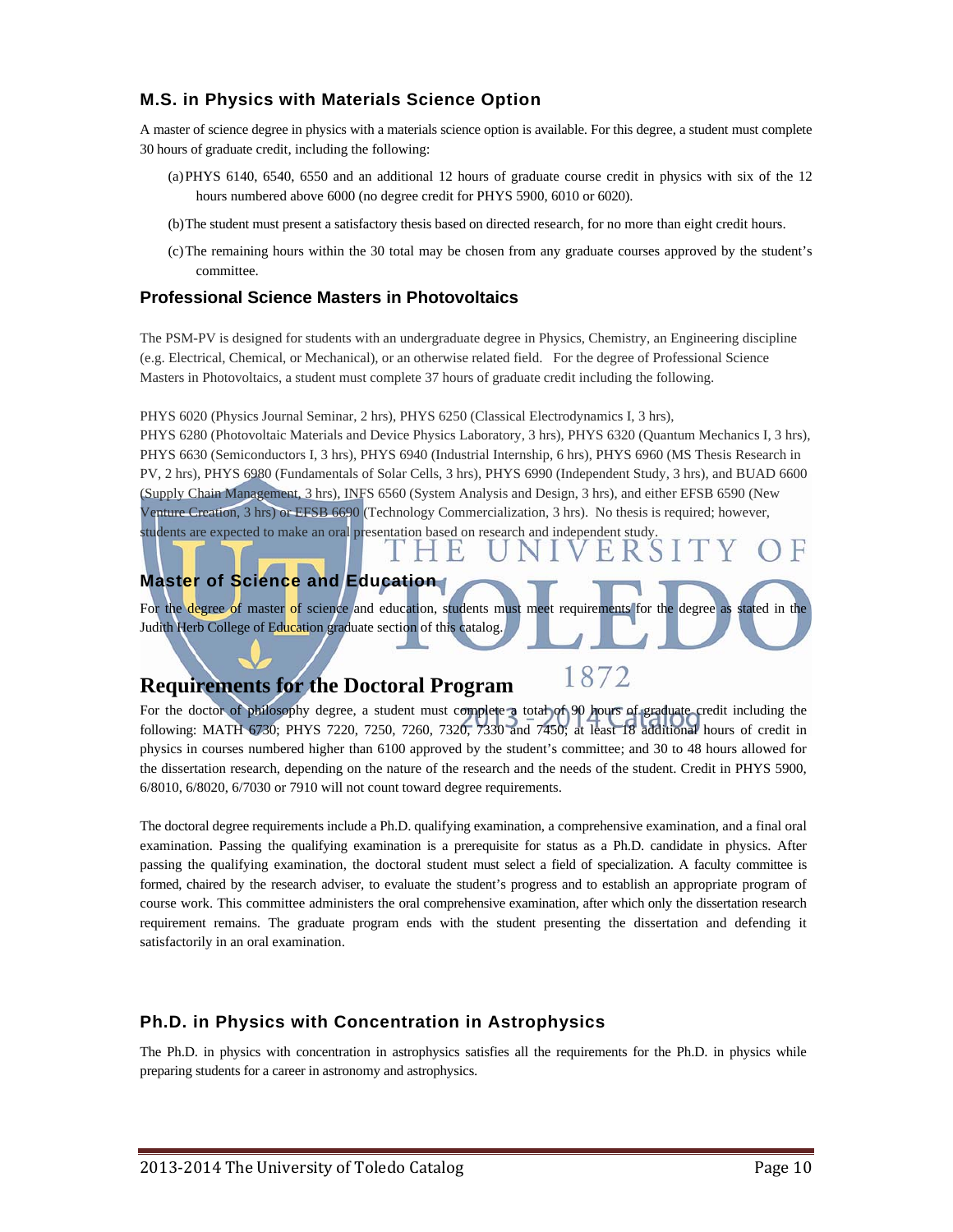## M.S. in Physics with Materials Science Option

A master of science degree in physics with a materials science option is available. For this degree, a student must complete 30 hours of graduate credit, including the following:

(a) PHYS 6140, 6540, 6550 and an additional 12 hours of graduate course credit in physics with six of the 12 hours numbered above 6000 (no degree credit for PHYS 5900, 6010 or 6020).

(b) The student must present a satisfactory thesis based on directed research, for no more than eight credit hours.

(c) The remaining hours within the 30 total may be chosen from any graduate courses approved by the student's committee.

## Professional Science Masters in Photovoltaics

The PSM-PV is designed for students with an undergraduate degree in Physics, Chemistry, an Engineering discipline (e.g. Electrical, Chemical, or Mechanical), or an otherwise related field. For the degree of Professional Science Masters in Photovoltaics, a student must complete 37 hours of graduate credit including the following.

PHYS 6020 (Physics Journal Seminar, 2 hrs), PHYS 6250 (Classical Electrodynamics I, 3 hrs), PHYS 6280 (Photovoltaic Materials and Device Physics Laboratory, 3 hrs), PHYS 6320 (Quantum Mechanics I, 3 hrs), PHYS 6630 (Semiconductors I, 3 hrs), PHYS 6940 (Industrial Internship, 6 hrs), PHYS 6960 (MS Thesis Research in PV, 2 hrs), PHYS 6980 (Fundamentals of Solar Cells, 3 hrs), PHYS 6990 (Independent Study, 3 hrs), and BUAD 6600 (Supply Chain Management, 3 hrs), INFS 6560 (System Analysis and Design, 3 hrs), and either EFSB 6590 (New Venture Creation, 3 hrs) or EFSB 6690 (Technology Commercialization, 3 hrs). No thesis is required; however, students are expected to make an oral presentation based on research and independent study.

## Master of Science and Education

For the degree of master of science and education, students must meet requirements for the degree as stated in the Judith Herb College of Education graduate section of this catalog.

# Requirements for the Doctoral Program

For the doctor of philosophy degree, a student must complete a total of 90 hours of graduate credit including the following: MATH 6730; PHYS 7220, 7250, 7260, 7320, 7330 and 7450; at least 18 additional hours of credit in physics in courses numbered higher than 6100 approved by the student's committee; and 30 to 48 hours allowed for the dissertation research, depending on the nature of the research and the needs of the student. Credit in PHYS 5900, 6/8010, 6/8020, 6/7030 or 7910 will not count toward degree requirements.

The doctoral degree requirements include a Ph.D. qualifying examination, a comprehensive examination, and a final oral examination. Passing the qualifying examination is a prerequisite for status as a Ph.D. candidate in physics. After passing the qualifying examination, the doctoral student must select a field of specialization. A faculty committee is formed, chaired by the research adviser, to evaluate the student's progress and to establish an appropriate program of course work. This committee administers the oral comprehensive examination, after which only the dissertation research requirement remains. The graduate program ends with the student presenting the dissertation and defending it satisfactorily in an oral examination.

## Ph.D. in Physics with Concentration in Astrophysics

The Ph.D. in physics with concentration in astrophysics satisfies all the requirements for the Ph.D. in physics while preparing students for a career in astronomy and astrophysics.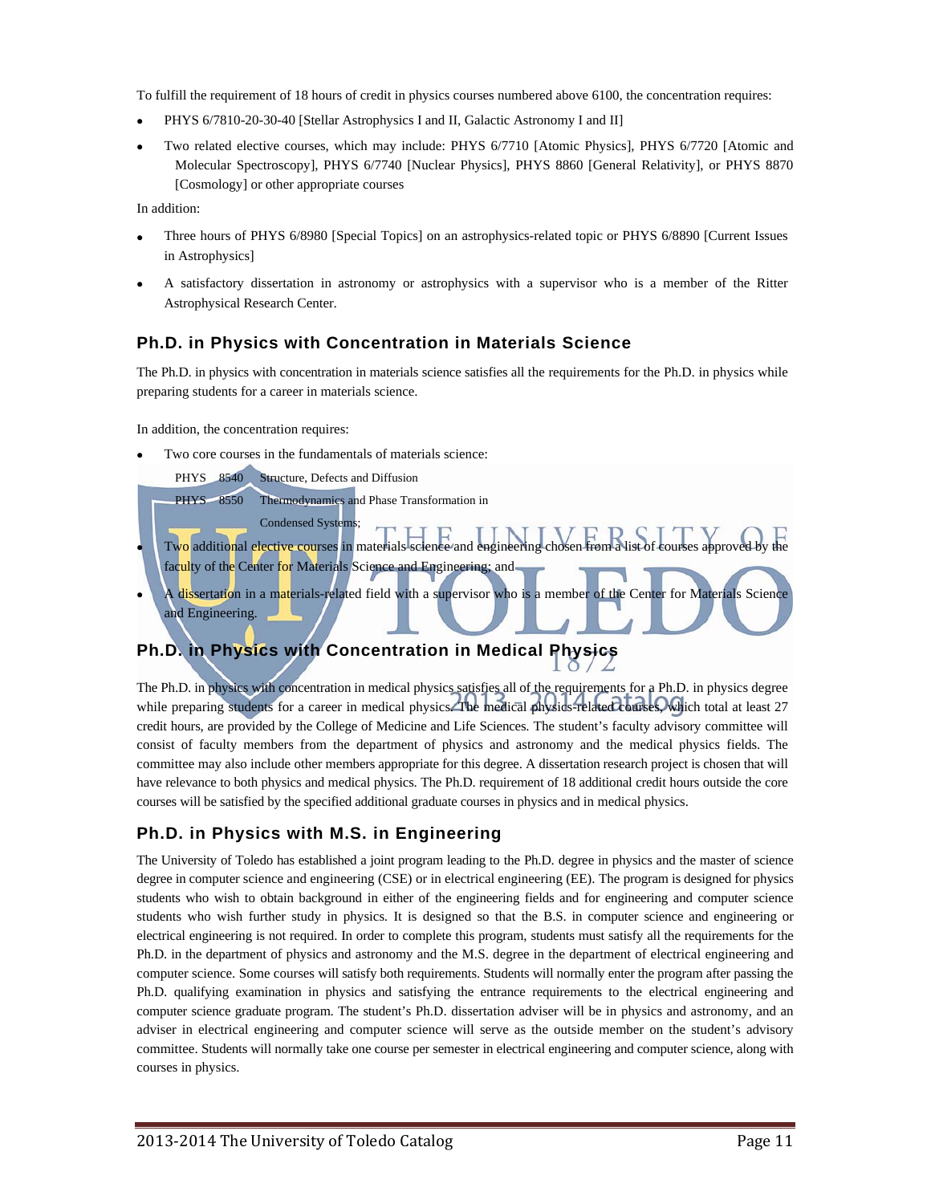To fulfill the requirement of 18 hours of credit in physics courses numbered above 6100, the concentration requires:

- PHYS 6/7810-20-30-40 [Stellar Astrophysics I and II, Galactic Astronomy I and II]
- Two related elective courses, which may include: PHYS 6/7710 [Atomic Physics], PHYS 6/7720 [Atomic and Molecular Spectroscopy], PHYS 6/7740 [Nuclear Physics], PHYS 8860 [General Relativity], or PHYS 8870 [Cosmology] or other appropriate courses

In addition:

- Three hours of PHYS 6/8980 [Special Topics] on an astrophysics-related topic or PHYS 6/8890 [Current Issues in Astrophysics]
- A satisfactory dissertation in astronomy or astrophysics with a supervisor who is a member of the Ritter Astrophysical Research Center.

## Ph.D. in Physics with Concentration in Materials Science

The Ph.D. in physics with concentration in materials science satisfies all the requirements for the Ph.D. in physics while preparing students for a career in materials science.

In addition, the concentration requires:

- Two core courses in the fundamentals of materials science:

| | | |
|---|---|---|
| PHYS | 8540 | Structure, Defects and Diffusion |
| PHYS | 8550 | Thermodynamics and Phase Transformation in Condensed Systems; |

- Two additional elective courses in materials science and engineering chosen from a list of courses approved by the faculty of the Center for Materials Science and Engineering; and
- A dissertation in a materials-related field with a supervisor who is a member of the Center for Materials Science and Engineering.

## Ph.D. in Physics with Concentration in Medical Physics

The Ph.D. in physics with concentration in medical physics satisfies all of the requirements for a Ph.D. in physics degree while preparing students for a career in medical physics. The medical physics-related courses, which total at least 27 credit hours, are provided by the College of Medicine and Life Sciences. The student's faculty advisory committee will consist of faculty members from the department of physics and astronomy and the medical physics fields. The committee may also include other members appropriate for this degree. A dissertation research project is chosen that will have relevance to both physics and medical physics. The Ph.D. requirement of 18 additional credit hours outside the core courses will be satisfied by the specified additional graduate courses in physics and in medical physics.

## Ph.D. in Physics with M.S. in Engineering

The University of Toledo has established a joint program leading to the Ph.D. degree in physics and the master of science degree in computer science and engineering (CSE) or in electrical engineering (EE). The program is designed for physics students who wish to obtain background in either of the engineering fields and for engineering and computer science students who wish further study in physics. It is designed so that the B.S. in computer science and engineering or electrical engineering is not required. In order to complete this program, students must satisfy all the requirements for the Ph.D. in the department of physics and astronomy and the M.S. degree in the department of electrical engineering and computer science. Some courses will satisfy both requirements. Students will normally enter the program after passing the Ph.D. qualifying examination in physics and satisfying the entrance requirements to the electrical engineering and computer science graduate program. The student's Ph.D. dissertation adviser will be in physics and astronomy, and an adviser in electrical engineering and computer science will serve as the outside member on the student's advisory committee. Students will normally take one course per semester in electrical engineering and computer science, along with courses in physics.